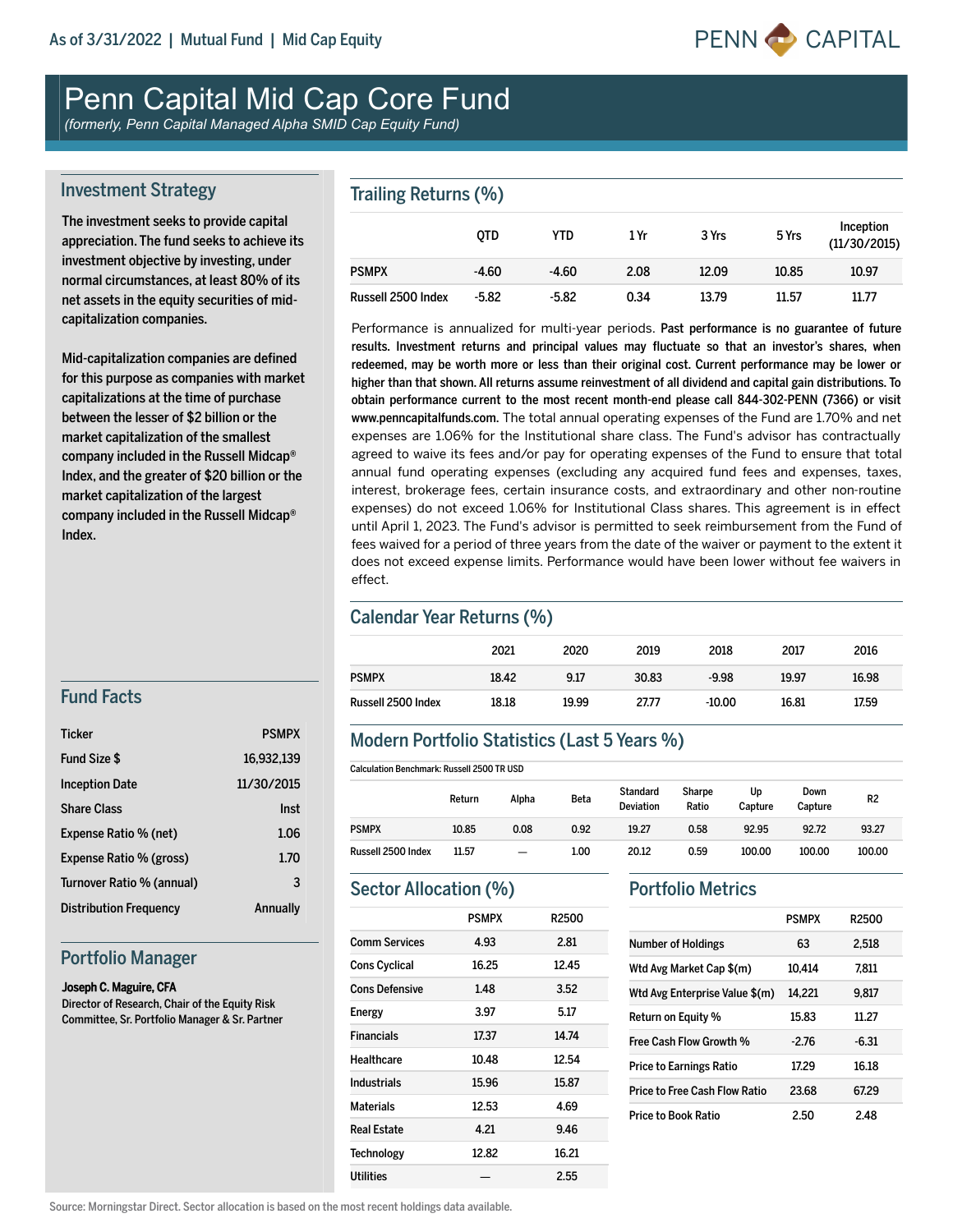As of 3/31/2022 | Mutual Fund | Mid Cap Equity

PENN CAPITAL

# Penn Capital Mid Cap Core Fund

*(formerly, Penn Capital Managed Alpha SMID Cap Equity Fund)*

## Investment Strategy

The investment seeks to provide capital appreciation. The fund seeks to achieve its investment objective by investing, under normal circumstances, at least 80% of its net assets in the equity securities of mid-capitalization companies.

Mid-capitalization companies are defined for this purpose as companies with market capitalizations at the time of purchase between the lesser of $2 billion or the market capitalization of the smallest company included in the Russell Midcap® Index, and the greater of $20 billion or the market capitalization of the largest company included in the Russell Midcap® Index.

## Fund Facts

| | |
|---|---|
| Ticker | PSMPX |
| Fund Size $ | 16,932,139 |
| Inception Date | 11/30/2015 |
| Share Class | Inst |
| Expense Ratio % (net) | 1.06 |
| Expense Ratio % (gross) | 1.70 |
| Turnover Ratio % (annual) | 3 |
| Distribution Frequency | Annually |

## Portfolio Manager

**Joseph C. Maguire, CFA**
Director of Research, Chair of the Equity Risk Committee, Sr. Portfolio Manager & Sr. Partner

## Trailing Returns (%)

| | QTD | YTD | 1 Yr | 3 Yrs | 5 Yrs | Inception (11/30/2015) |
|---|---|---|---|---|---|---|
| PSMPX | -4.60 | -4.60 | 2.08 | 12.09 | 10.85 | 10.97 |
| Russell 2500 Index | -5.82 | -5.82 | 0.34 | 13.79 | 11.57 | 11.77 |

Performance is annualized for multi-year periods. **Past performance is no guarantee of future results. Investment returns and principal values may fluctuate so that an investor's shares, when redeemed, may be worth more or less than their original cost. Current performance may be lower or higher than that shown. All returns assume reinvestment of all dividend and capital gain distributions. To obtain performance current to the most recent month-end please call 844-302-PENN (7366) or visit www.penncapitalfunds.com.** The total annual operating expenses of the Fund are 1.70% and net expenses are 1.06% for the Institutional share class. The Fund's advisor has contractually agreed to waive its fees and/or pay for operating expenses of the Fund to ensure that total annual fund operating expenses (excluding any acquired fund fees and expenses, taxes, interest, brokerage fees, certain insurance costs, and extraordinary and other non-routine expenses) do not exceed 1.06% for Institutional Class shares. This agreement is in effect until April 1, 2023. The Fund's advisor is permitted to seek reimbursement from the Fund of fees waived for a period of three years from the date of the waiver or payment to the extent it does not exceed expense limits. Performance would have been lower without fee waivers in effect.

## Calendar Year Returns (%)

| | 2021 | 2020 | 2019 | 2018 | 2017 | 2016 |
|---|---|---|---|---|---|---|
| PSMPX | 18.42 | 9.17 | 30.83 | -9.98 | 19.97 | 16.98 |
| Russell 2500 Index | 18.18 | 19.99 | 27.77 | -10.00 | 16.81 | 17.59 |

## Modern Portfolio Statistics (Last 5 Years %)

Calculation Benchmark: Russell 2500 TR USD

| | Return | Alpha | Beta | Standard Deviation | Sharpe Ratio | Up Capture | Down Capture | R2 |
|---|---|---|---|---|---|---|---|---|
| PSMPX | 10.85 | 0.08 | 0.92 | 19.27 | 0.58 | 92.95 | 92.72 | 93.27 |
| Russell 2500 Index | 11.57 | — | 1.00 | 20.12 | 0.59 | 100.00 | 100.00 | 100.00 |

## Sector Allocation (%)

| | PSMPX | R2500 |
|---|---|---|
| Comm Services | 4.93 | 2.81 |
| Cons Cyclical | 16.25 | 12.45 |
| Cons Defensive | 1.48 | 3.52 |
| Energy | 3.97 | 5.17 |
| Financials | 17.37 | 14.74 |
| Healthcare | 10.48 | 12.54 |
| Industrials | 15.96 | 15.87 |
| Materials | 12.53 | 4.69 |
| Real Estate | 4.21 | 9.46 |
| Technology | 12.82 | 16.21 |
| Utilities | — | 2.55 |

## Portfolio Metrics

| | PSMPX | R2500 |
|---|---|---|
| Number of Holdings | 63 | 2,518 |
| Wtd Avg Market Cap $(m) | 10,414 | 7,811 |
| Wtd Avg Enterprise Value $(m) | 14,221 | 9,817 |
| Return on Equity % | 15.83 | 11.27 |
| Free Cash Flow Growth % | -2.76 | -6.31 |
| Price to Earnings Ratio | 17.29 | 16.18 |
| Price to Free Cash Flow Ratio | 23.68 | 67.29 |
| Price to Book Ratio | 2.50 | 2.48 |

Source: Morningstar Direct. Sector allocation is based on the most recent holdings data available.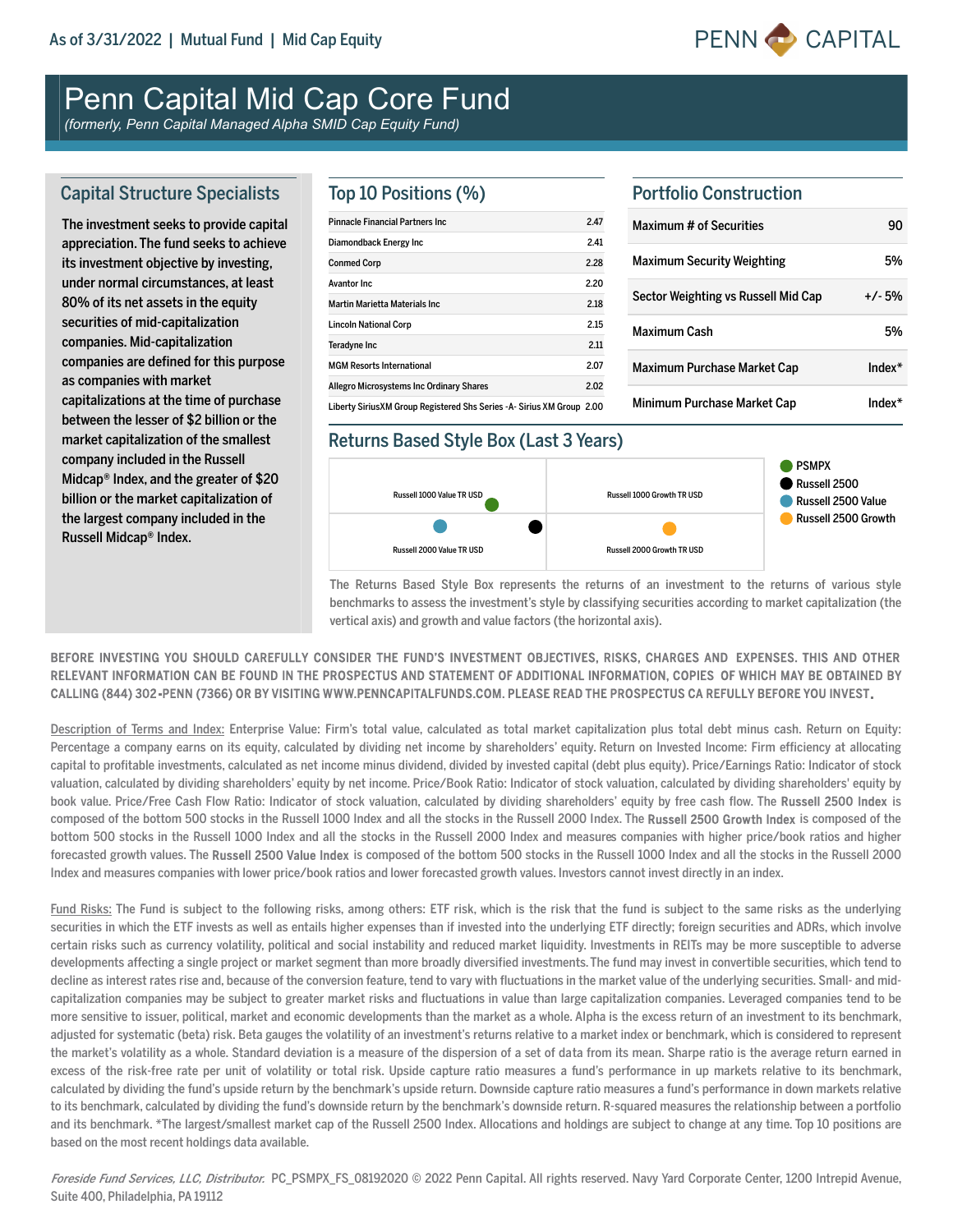As of 3/31/2022 | Mutual Fund | Mid Cap Equity

PENN CAPITAL

# Penn Capital Mid Cap Core Fund

*(formerly, Penn Capital Managed Alpha SMID Cap Equity Fund)*

## Capital Structure Specialists

The investment seeks to provide capital appreciation. The fund seeks to achieve its investment objective by investing, under normal circumstances, at least 80% of its net assets in the equity securities of mid-capitalization companies. Mid-capitalization companies are defined for this purpose as companies with market capitalizations at the time of purchase between the lesser of $2 billion or the market capitalization of the smallest company included in the Russell Midcap® Index, and the greater of $20 billion or the market capitalization of the largest company included in the Russell Midcap® Index.

## Top 10 Positions (%)

| | |
|---|---|
| Pinnacle Financial Partners Inc | 2.47 |
| Diamondback Energy Inc | 2.41 |
| Conmed Corp | 2.28 |
| Avantor Inc | 2.20 |
| Martin Marietta Materials Inc | 2.18 |
| Lincoln National Corp | 2.15 |
| Teradyne Inc | 2.11 |
| MGM Resorts International | 2.07 |
| Allegro Microsystems Inc Ordinary Shares | 2.02 |
| Liberty SiriusXM Group Registered Shs Series -A- Sirius XM Group | 2.00 |

## Portfolio Construction

| | |
|---|---|
| Maximum # of Securities | 90 |
| Maximum Security Weighting | 5% |
| Sector Weighting vs Russell Mid Cap | +/- 5% |
| Maximum Cash | 5% |
| Maximum Purchase Market Cap | Index* |
| Minimum Purchase Market Cap | Index* |

## Returns Based Style Box (Last 3 Years)

Russell 1000 Value TR USD
Russell 1000 Growth TR USD
Russell 2000 Value TR USD
Russell 2000 Growth TR USD

PSMPX
Russell 2500
Russell 2500 Value
Russell 2500 Growth

The Returns Based Style Box represents the returns of an investment to the returns of various style benchmarks to assess the investment's style by classifying securities according to market capitalization (the vertical axis) and growth and value factors (the horizontal axis).

BEFORE INVESTING YOU SHOULD CAREFULLY CONSIDER THE FUND'S INVESTMENT OBJECTIVES, RISKS, CHARGES AND EXPENSES. THIS AND OTHER RELEVANT INFORMATION CAN BE FOUND IN THE PROSPECTUS AND STATEMENT OF ADDITIONAL INFORMATION, COPIES OF WHICH MAY BE OBTAINED BY CALLING (844) 302-PENN (7366) OR BY VISITING WWW.PENNCAPITALFUNDS.COM. PLEASE READ THE PROSPECTUS CAREFULLY BEFORE YOU INVEST.

Description of Terms and Index: Enterprise Value: Firm's total value, calculated as total market capitalization plus total debt minus cash. Return on Equity: Percentage a company earns on its equity, calculated by dividing net income by shareholders' equity. Return on Invested Income: Firm efficiency at allocating capital to profitable investments, calculated as net income minus dividend, divided by invested capital (debt plus equity). Price/Earnings Ratio: Indicator of stock valuation, calculated by dividing shareholders' equity by net income. Price/Book Ratio: Indicator of stock valuation, calculated by dividing shareholders' equity by book value. Price/Free Cash Flow Ratio: Indicator of stock valuation, calculated by dividing shareholders' equity by free cash flow. The **Russell 2500 Index** is composed of the bottom 500 stocks in the Russell 1000 Index and all the stocks in the Russell 2000 Index. The **Russell 2500 Growth Index** is composed of the bottom 500 stocks in the Russell 1000 Index and all the stocks in the Russell 2000 Index and measures companies with higher price/book ratios and higher forecasted growth values. The **Russell 2500 Value Index** is composed of the bottom 500 stocks in the Russell 1000 Index and all the stocks in the Russell 2000 Index and measures companies with lower price/book ratios and lower forecasted growth values. Investors cannot invest directly in an index.

Fund Risks: The Fund is subject to the following risks, among others: ETF risk, which is the risk that the fund is subject to the same risks as the underlying securities in which the ETF invests as well as entails higher expenses than if invested into the underlying ETF directly; foreign securities and ADRs, which involve certain risks such as currency volatility, political and social instability and reduced market liquidity. Investments in REITs may be more susceptible to adverse developments affecting a single project or market segment than more broadly diversified investments. The fund may invest in convertible securities, which tend to decline as interest rates rise and, because of the conversion feature, tend to vary with fluctuations in the market value of the underlying securities. Small- and mid-capitalization companies may be subject to greater market risks and fluctuations in value than large capitalization companies. Leveraged companies tend to be more sensitive to issuer, political, market and economic developments than the market as a whole. Alpha is the excess return of an investment to its benchmark, adjusted for systematic (beta) risk. Beta gauges the volatility of an investment's returns relative to a market index or benchmark, which is considered to represent the market's volatility as a whole. Standard deviation is a measure of the dispersion of a set of data from its mean. Sharpe ratio is the average return earned in excess of the risk-free rate per unit of volatility or total risk. Upside capture ratio measures a fund's performance in up markets relative to its benchmark, calculated by dividing the fund's upside return by the benchmark's upside return. Downside capture ratio measures a fund's performance in down markets relative to its benchmark, calculated by dividing the fund's downside return by the benchmark's downside return. R-squared measures the relationship between a portfolio and its benchmark. *The largest/smallest market cap of the Russell 2500 Index. Allocations and holdings are subject to change at any time. Top 10 positions are based on the most recent holdings data available.

*Foreside Fund Services, LLC, Distributor.* PC_PSMPX_FS_08192020 © 2022 Penn Capital. All rights reserved. Navy Yard Corporate Center, 1200 Intrepid Avenue, Suite 400, Philadelphia, PA 19112